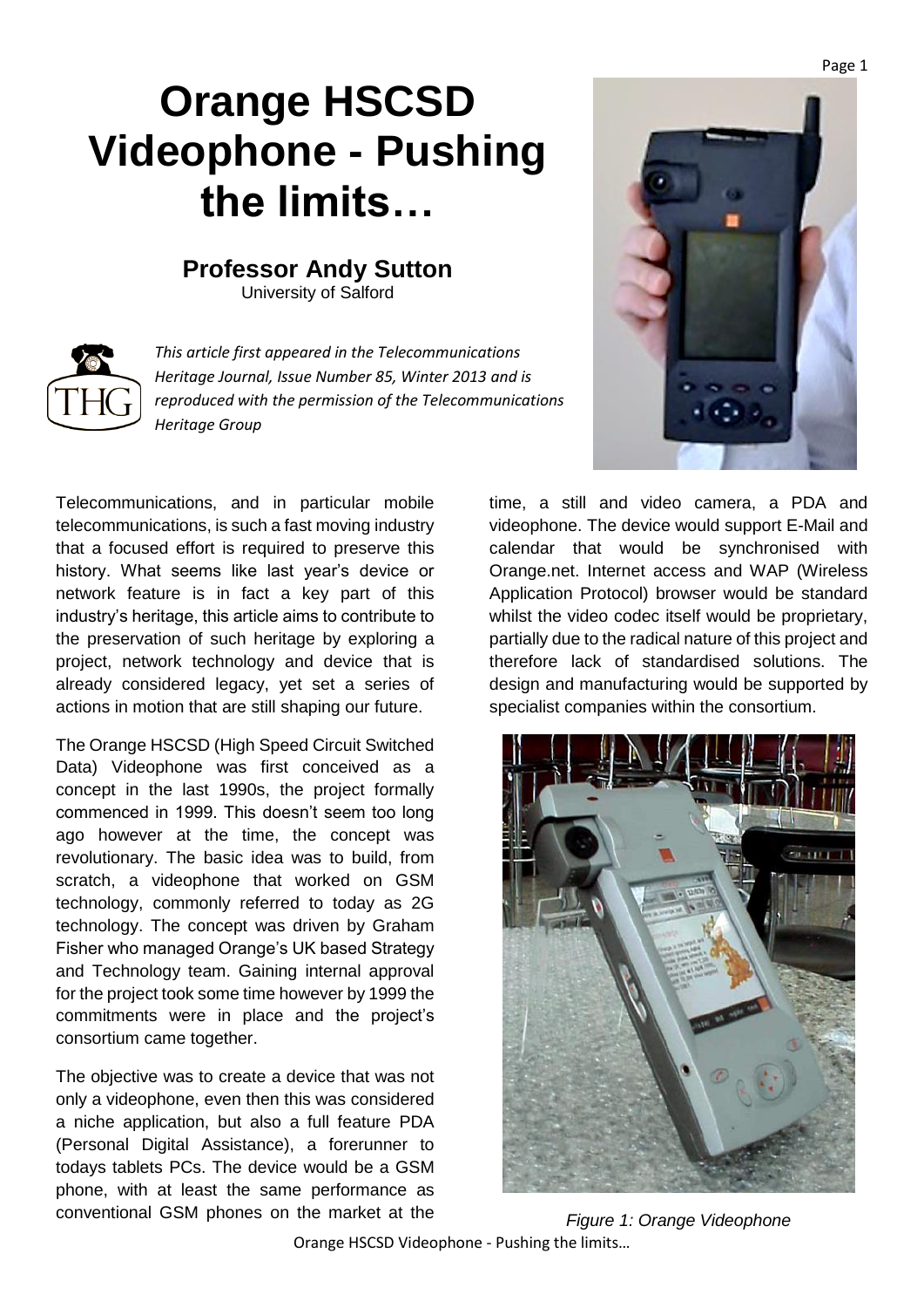# Orange HSCSD Videophone - Pushing the limits…

**Professor Andy Sutton**
University of Salford

*This article first appeared in the Telecommunications Heritage Journal, Issue Number 85, Winter 2013 and is reproduced with the permission of the Telecommunications Heritage Group*

Telecommunications, and in particular mobile telecommunications, is such a fast moving industry that a focused effort is required to preserve this history. What seems like last year's device or network feature is in fact a key part of this industry's heritage, this article aims to contribute to the preservation of such heritage by exploring a project, network technology and device that is already considered legacy, yet set a series of actions in motion that are still shaping our future.

The Orange HSCSD (High Speed Circuit Switched Data) Videophone was first conceived as a concept in the last 1990s, the project formally commenced in 1999. This doesn't seem too long ago however at the time, the concept was revolutionary. The basic idea was to build, from scratch, a videophone that worked on GSM technology, commonly referred to today as 2G technology. The concept was driven by Graham Fisher who managed Orange's UK based Strategy and Technology team. Gaining internal approval for the project took some time however by 1999 the commitments were in place and the project's consortium came together.

The objective was to create a device that was not only a videophone, even then this was considered a niche application, but also a full feature PDA (Personal Digital Assistance), a forerunner to todays tablets PCs. The device would be a GSM phone, with at least the same performance as conventional GSM phones on the market at the time, a still and video camera, a PDA and videophone. The device would support E-Mail and calendar that would be synchronised with Orange.net. Internet access and WAP (Wireless Application Protocol) browser would be standard whilst the video codec itself would be proprietary, partially due to the radical nature of this project and therefore lack of standardised solutions. The design and manufacturing would be supported by specialist companies within the consortium.

*Figure 1: Orange Videophone*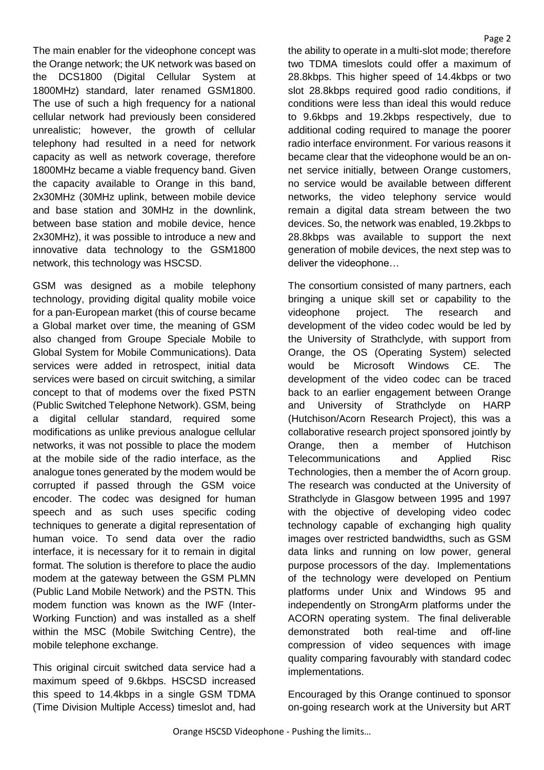The main enabler for the videophone concept was the Orange network; the UK network was based on the DCS1800 (Digital Cellular System at 1800MHz) standard, later renamed GSM1800. The use of such a high frequency for a national cellular network had previously been considered unrealistic; however, the growth of cellular telephony had resulted in a need for network capacity as well as network coverage, therefore 1800MHz became a viable frequency band. Given the capacity available to Orange in this band, 2x30MHz (30MHz uplink, between mobile device and base station and 30MHz in the downlink, between base station and mobile device, hence 2x30MHz), it was possible to introduce a new and innovative data technology to the GSM1800 network, this technology was HSCSD.

GSM was designed as a mobile telephony technology, providing digital quality mobile voice for a pan-European market (this of course became a Global market over time, the meaning of GSM also changed from Groupe Speciale Mobile to Global System for Mobile Communications). Data services were added in retrospect, initial data services were based on circuit switching, a similar concept to that of modems over the fixed PSTN (Public Switched Telephone Network). GSM, being a digital cellular standard, required some modifications as unlike previous analogue cellular networks, it was not possible to place the modem at the mobile side of the radio interface, as the analogue tones generated by the modem would be corrupted if passed through the GSM voice encoder. The codec was designed for human speech and as such uses specific coding techniques to generate a digital representation of human voice. To send data over the radio interface, it is necessary for it to remain in digital format. The solution is therefore to place the audio modem at the gateway between the GSM PLMN (Public Land Mobile Network) and the PSTN. This modem function was known as the IWF (Inter-Working Function) and was installed as a shelf within the MSC (Mobile Switching Centre), the mobile telephone exchange.

This original circuit switched data service had a maximum speed of 9.6kbps. HSCSD increased this speed to 14.4kbps in a single GSM TDMA (Time Division Multiple Access) timeslot and, had the ability to operate in a multi-slot mode; therefore two TDMA timeslots could offer a maximum of 28.8kbps. This higher speed of 14.4kbps or two slot 28.8kbps required good radio conditions, if conditions were less than ideal this would reduce to 9.6kbps and 19.2kbps respectively, due to additional coding required to manage the poorer radio interface environment. For various reasons it became clear that the videophone would be an on-net service initially, between Orange customers, no service would be available between different networks, the video telephony service would remain a digital data stream between the two devices. So, the network was enabled, 19.2kbps to 28.8kbps was available to support the next generation of mobile devices, the next step was to deliver the videophone…

The consortium consisted of many partners, each bringing a unique skill set or capability to the videophone project. The research and development of the video codec would be led by the University of Strathclyde, with support from Orange, the OS (Operating System) selected would be Microsoft Windows CE. The development of the video codec can be traced back to an earlier engagement between Orange and University of Strathclyde on HARP (Hutchison/Acorn Research Project), this was a collaborative research project sponsored jointly by Orange, then a member of Hutchison Telecommunications and Applied Risc Technologies, then a member the of Acorn group. The research was conducted at the University of Strathclyde in Glasgow between 1995 and 1997 with the objective of developing video codec technology capable of exchanging high quality images over restricted bandwidths, such as GSM data links and running on low power, general purpose processors of the day. Implementations of the technology were developed on Pentium platforms under Unix and Windows 95 and independently on StrongArm platforms under the ACORN operating system. The final deliverable demonstrated both real-time and off-line compression of video sequences with image quality comparing favourably with standard codec implementations.

Encouraged by this Orange continued to sponsor on-going research work at the University but ART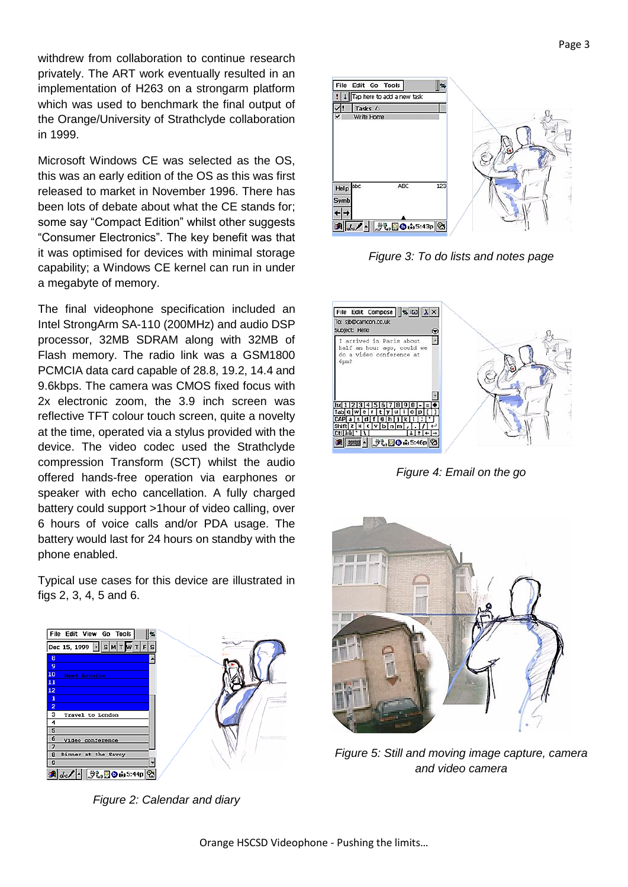withdrew from collaboration to continue research privately. The ART work eventually resulted in an implementation of H263 on a strongarm platform which was used to benchmark the final output of the Orange/University of Strathclyde collaboration in 1999.

Microsoft Windows CE was selected as the OS, this was an early edition of the OS as this was first released to market in November 1996. There has been lots of debate about what the CE stands for; some say “Compact Edition” whilst other suggests “Consumer Electronics”. The key benefit was that it was optimised for devices with minimal storage capability; a Windows CE kernel can run in under a megabyte of memory.

The final videophone specification included an Intel StrongArm SA-110 (200MHz) and audio DSP processor, 32MB SDRAM along with 32MB of Flash memory. The radio link was a GSM1800 PCMCIA data card capable of 28.8, 19.2, 14.4 and 9.6kbps. The camera was CMOS fixed focus with 2x electronic zoom, the 3.9 inch screen was reflective TFT colour touch screen, quite a novelty at the time, operated via a stylus provided with the device. The video codec used the Strathclyde compression Transform (SCT) whilst the audio offered hands-free operation via earphones or speaker with echo cancellation. A fully charged battery could support >1hour of video calling, over 6 hours of voice calls and/or PDA usage. The battery would last for 24 hours on standby with the phone enabled.

Typical use cases for this device are illustrated in figs 2, 3, 4, 5 and 6.

*Figure 2: Calendar and diary*

*Figure 3: To do lists and notes page*

*Figure 4: Email on the go*

*Figure 5: Still and moving image capture, camera and video camera*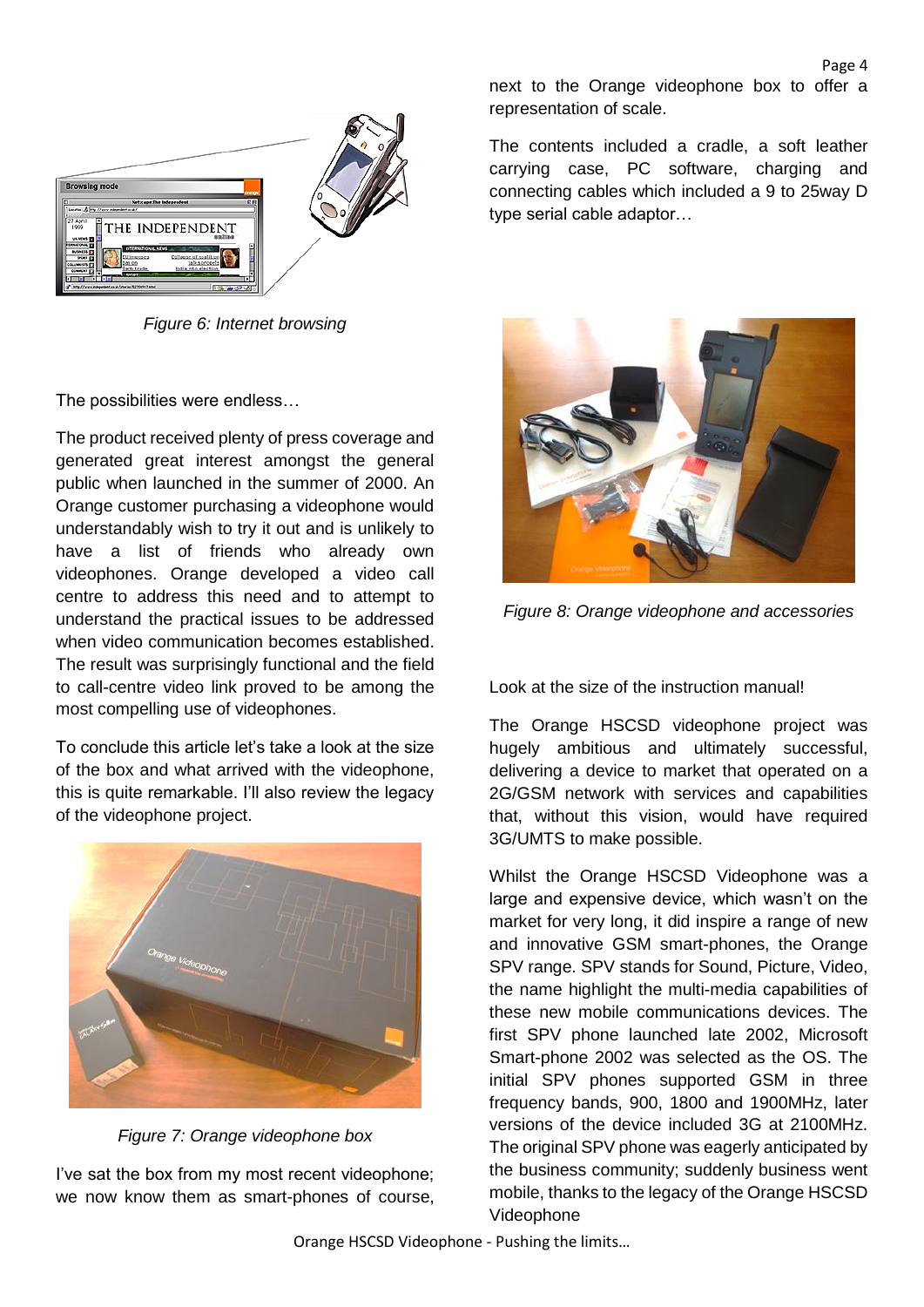Figure 6: Internet browsing

The possibilities were endless…

The product received plenty of press coverage and generated great interest amongst the general public when launched in the summer of 2000. An Orange customer purchasing a videophone would understandably wish to try it out and is unlikely to have a list of friends who already own videophones. Orange developed a video call centre to address this need and to attempt to understand the practical issues to be addressed when video communication becomes established. The result was surprisingly functional and the field to call-centre video link proved to be among the most compelling use of videophones.

To conclude this article let's take a look at the size of the box and what arrived with the videophone, this is quite remarkable. I'll also review the legacy of the videophone project.

Figure 7: Orange videophone box

I've sat the box from my most recent videophone; we now know them as smart-phones of course, next to the Orange videophone box to offer a representation of scale.

The contents included a cradle, a soft leather carrying case, PC software, charging and connecting cables which included a 9 to 25way D type serial cable adaptor…

Figure 8: Orange videophone and accessories

Look at the size of the instruction manual!

The Orange HSCSD videophone project was hugely ambitious and ultimately successful, delivering a device to market that operated on a 2G/GSM network with services and capabilities that, without this vision, would have required 3G/UMTS to make possible.

Whilst the Orange HSCSD Videophone was a large and expensive device, which wasn't on the market for very long, it did inspire a range of new and innovative GSM smart-phones, the Orange SPV range. SPV stands for Sound, Picture, Video, the name highlight the multi-media capabilities of these new mobile communications devices. The first SPV phone launched late 2002, Microsoft Smart-phone 2002 was selected as the OS. The initial SPV phones supported GSM in three frequency bands, 900, 1800 and 1900MHz, later versions of the device included 3G at 2100MHz. The original SPV phone was eagerly anticipated by the business community; suddenly business went mobile, thanks to the legacy of the Orange HSCSD Videophone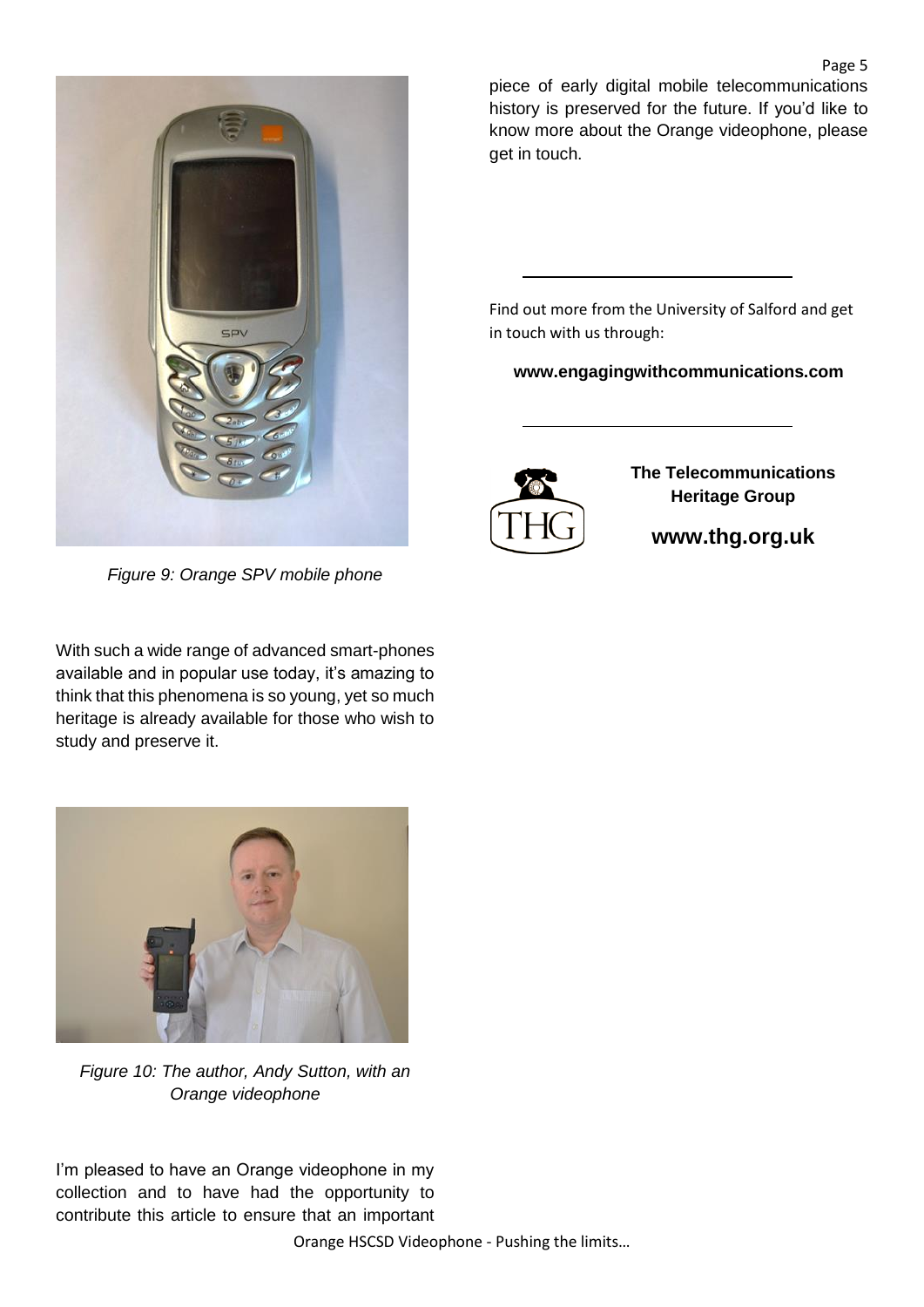*Figure 9: Orange SPV mobile phone*

With such a wide range of advanced smart-phones available and in popular use today, it's amazing to think that this phenomena is so young, yet so much heritage is already available for those who wish to study and preserve it.

*Figure 10: The author, Andy Sutton, with an Orange videophone*

I'm pleased to have an Orange videophone in my collection and to have had the opportunity to contribute this article to ensure that an important piece of early digital mobile telecommunications history is preserved for the future. If you'd like to know more about the Orange videophone, please get in touch.

---

Find out more from the University of Salford and get in touch with us through:

**www.engagingwithcommunications.com**

---

**The Telecommunications Heritage Group**

**www.thg.org.uk**